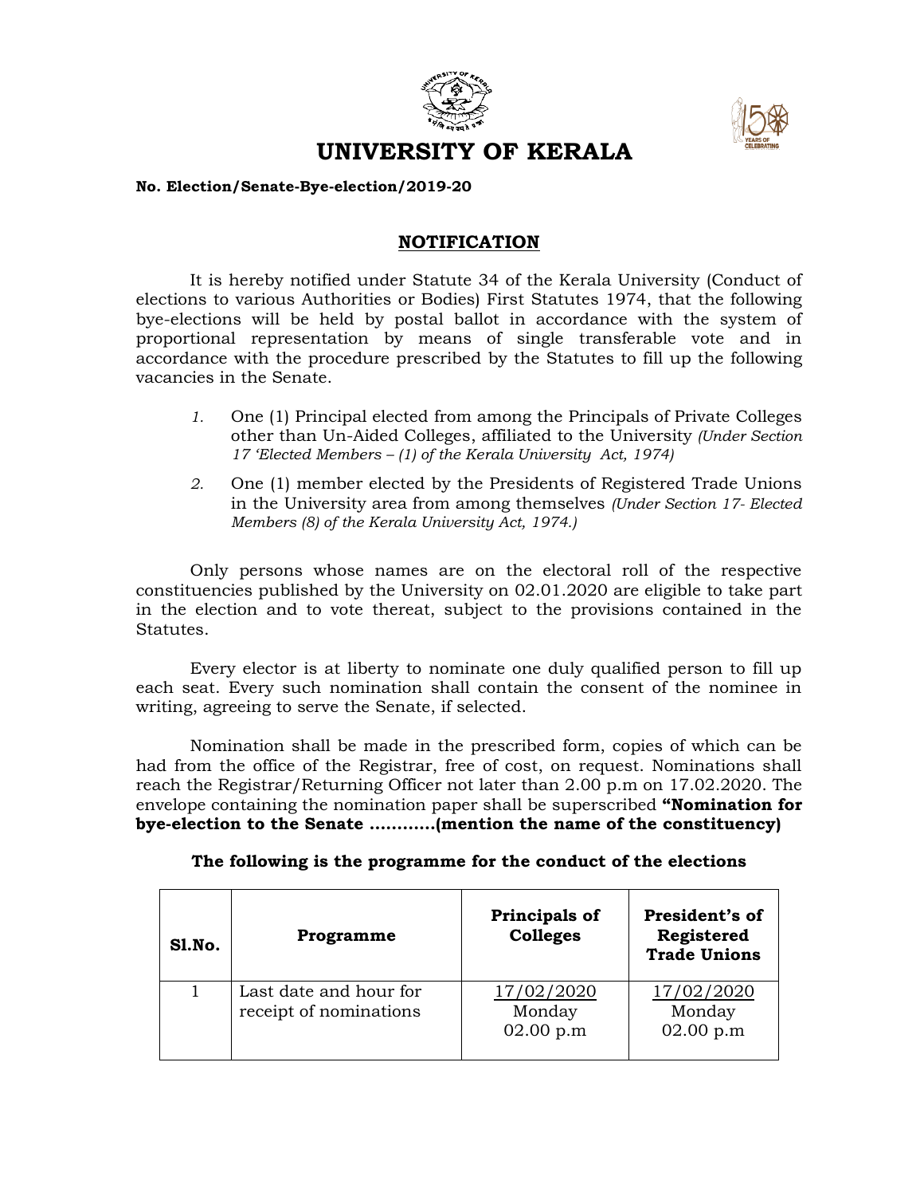# UNIVERSITY OF KERALA

**No. Election/Senate-Bye-election/2019-20**

## NOTIFICATION

It is hereby notified under Statute 34 of the Kerala University (Conduct of elections to various Authorities or Bodies) First Statutes 1974, that the following bye-elections will be held by postal ballot in accordance with the system of proportional representation by means of single transferable vote and in accordance with the procedure prescribed by the Statutes to fill up the following vacancies in the Senate.

1. One (1) Principal elected from among the Principals of Private Colleges other than Un-Aided Colleges, affiliated to the University *(Under Section 17 'Elected Members – (1) of the Kerala University Act, 1974)*
2. One (1) member elected by the Presidents of Registered Trade Unions in the University area from among themselves *(Under Section 17- Elected Members (8) of the Kerala University Act, 1974.)*

Only persons whose names are on the electoral roll of the respective constituencies published by the University on 02.01.2020 are eligible to take part in the election and to vote thereat, subject to the provisions contained in the Statutes.

Every elector is at liberty to nominate one duly qualified person to fill up each seat. Every such nomination shall contain the consent of the nominee in writing, agreeing to serve the Senate, if selected.

Nomination shall be made in the prescribed form, copies of which can be had from the office of the Registrar, free of cost, on request. Nominations shall reach the Registrar/Returning Officer not later than 2.00 p.m on 17.02.2020. The envelope containing the nomination paper shall be superscribed **"Nomination for bye-election to the Senate …………(mention the name of the constituency)**

**The following is the programme for the conduct of the elections**

| Sl.No. | Programme | Principals of Colleges | President's of Registered Trade Unions |
|---|---|---|---|
| 1 | Last date and hour for receipt of nominations | 17/02/2020 Monday 02.00 p.m | 17/02/2020 Monday 02.00 p.m |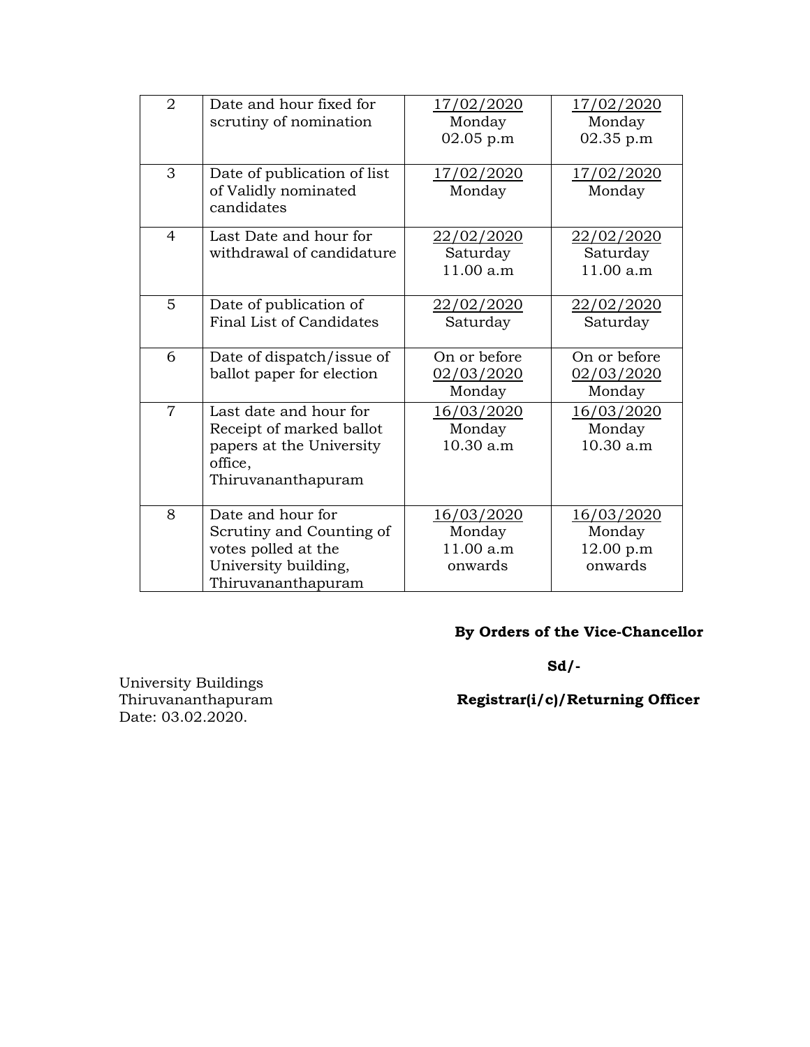| | | | |
|---|---|---|---|
| 2 | Date and hour fixed for scrutiny of nomination | 17/02/2020 Monday 02.05 p.m | 17/02/2020 Monday 02.35 p.m |
| 3 | Date of publication of list of Validly nominated candidates | 17/02/2020 Monday | 17/02/2020 Monday |
| 4 | Last Date and hour for withdrawal of candidature | 22/02/2020 Saturday 11.00 a.m | 22/02/2020 Saturday 11.00 a.m |
| 5 | Date of publication of Final List of Candidates | 22/02/2020 Saturday | 22/02/2020 Saturday |
| 6 | Date of dispatch/issue of ballot paper for election | On or before 02/03/2020 Monday | On or before 02/03/2020 Monday |
| 7 | Last date and hour for Receipt of marked ballot papers at the University office, Thiruvananthapuram | 16/03/2020 Monday 10.30 a.m | 16/03/2020 Monday 10.30 a.m |
| 8 | Date and hour for Scrutiny and Counting of votes polled at the University building, Thiruvananthapuram | 16/03/2020 Monday 11.00 a.m onwards | 16/03/2020 Monday 12.00 p.m onwards |

**By Orders of the Vice-Chancellor**

**Sd/-**

**Registrar(i/c)/Returning Officer**

University Buildings
Thiruvananthapuram
Date: 03.02.2020.